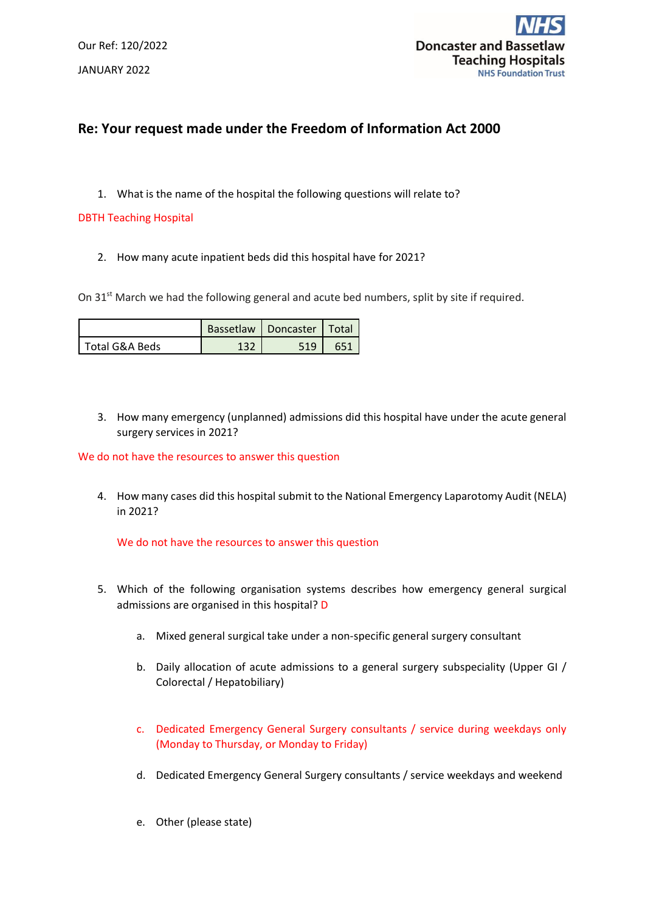Our Ref: 120/2022

JANUARY 2022

Doncaster and Bassetlaw Teaching Hospitals
NHS Foundation Trust

## Re: Your request made under the Freedom of Information Act 2000

1. What is the name of the hospital the following questions will relate to?

DBTH Teaching Hospital

2. How many acute inpatient beds did this hospital have for 2021?

On 31st March we had the following general and acute bed numbers, split by site if required.

| | Bassetlaw | Doncaster | Total |
|---|---|---|---|
| Total G&A Beds | 132 | 519 | 651 |

3. How many emergency (unplanned) admissions did this hospital have under the acute general surgery services in 2021?

We do not have the resources to answer this question

4. How many cases did this hospital submit to the National Emergency Laparotomy Audit (NELA) in 2021?

   We do not have the resources to answer this question

5. Which of the following organisation systems describes how emergency general surgical admissions are organised in this hospital? D

   a. Mixed general surgical take under a non-specific general surgery consultant

   b. Daily allocation of acute admissions to a general surgery subspeciality (Upper GI / Colorectal / Hepatobiliary)

   c. Dedicated Emergency General Surgery consultants / service during weekdays only (Monday to Thursday, or Monday to Friday)

   d. Dedicated Emergency General Surgery consultants / service weekdays and weekend

   e. Other (please state)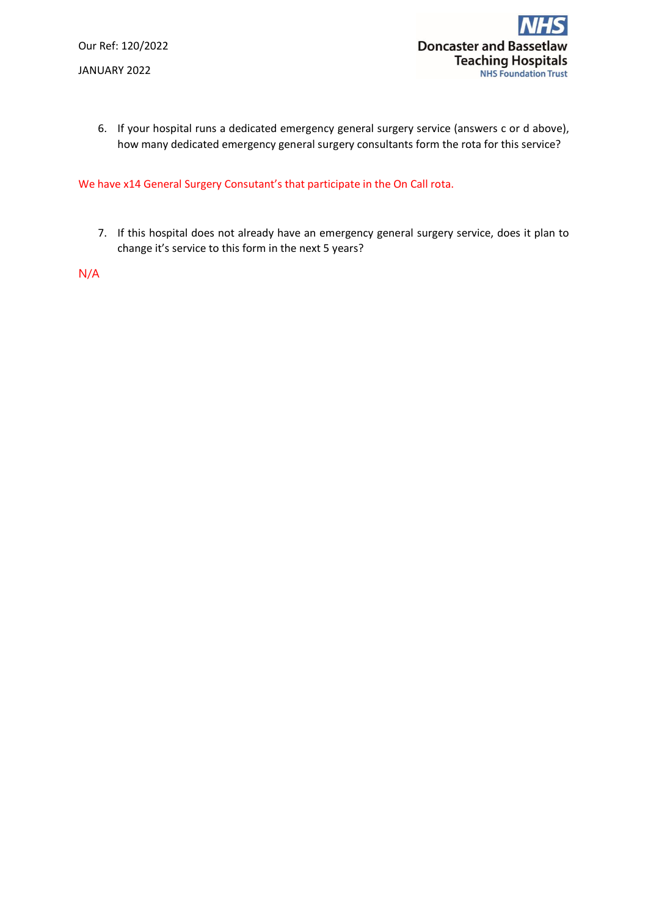6. If your hospital runs a dedicated emergency general surgery service (answers c or d above), how many dedicated emergency general surgery consultants form the rota for this service?

We have x14 General Surgery Consutant's that participate in the On Call rota.

7. If this hospital does not already have an emergency general surgery service, does it plan to change it's service to this form in the next 5 years?

N/A